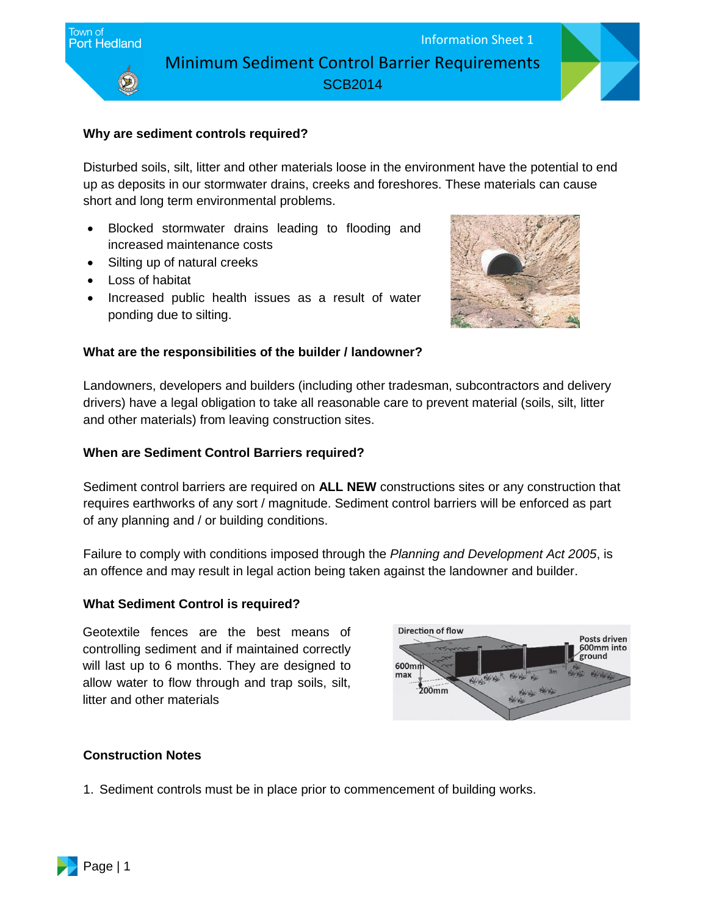Town of Port Hedland

Information Sheet 1

# Minimum Sediment Control Barrier Requirements

SCB2014

## Why are sediment controls required?

Disturbed soils, silt, litter and other materials loose in the environment have the potential to end up as deposits in our stormwater drains, creeks and foreshores. These materials can cause short and long term environmental problems.

- Blocked stormwater drains leading to flooding and increased maintenance costs
- Silting up of natural creeks
- Loss of habitat
- Increased public health issues as a result of water ponding due to silting.

## What are the responsibilities of the builder / landowner?

Landowners, developers and builders (including other tradesman, subcontractors and delivery drivers) have a legal obligation to take all reasonable care to prevent material (soils, silt, litter and other materials) from leaving construction sites.

## When are Sediment Control Barriers required?

Sediment control barriers are required on **ALL NEW** constructions sites or any construction that requires earthworks of any sort / magnitude. Sediment control barriers will be enforced as part of any planning and / or building conditions.

Failure to comply with conditions imposed through the *Planning and Development Act 2005*, is an offence and may result in legal action being taken against the landowner and builder.

## What Sediment Control is required?

Geotextile fences are the best means of controlling sediment and if maintained correctly will last up to 6 months. They are designed to allow water to flow through and trap soils, silt, litter and other materials

## Construction Notes

1. Sediment controls must be in place prior to commencement of building works.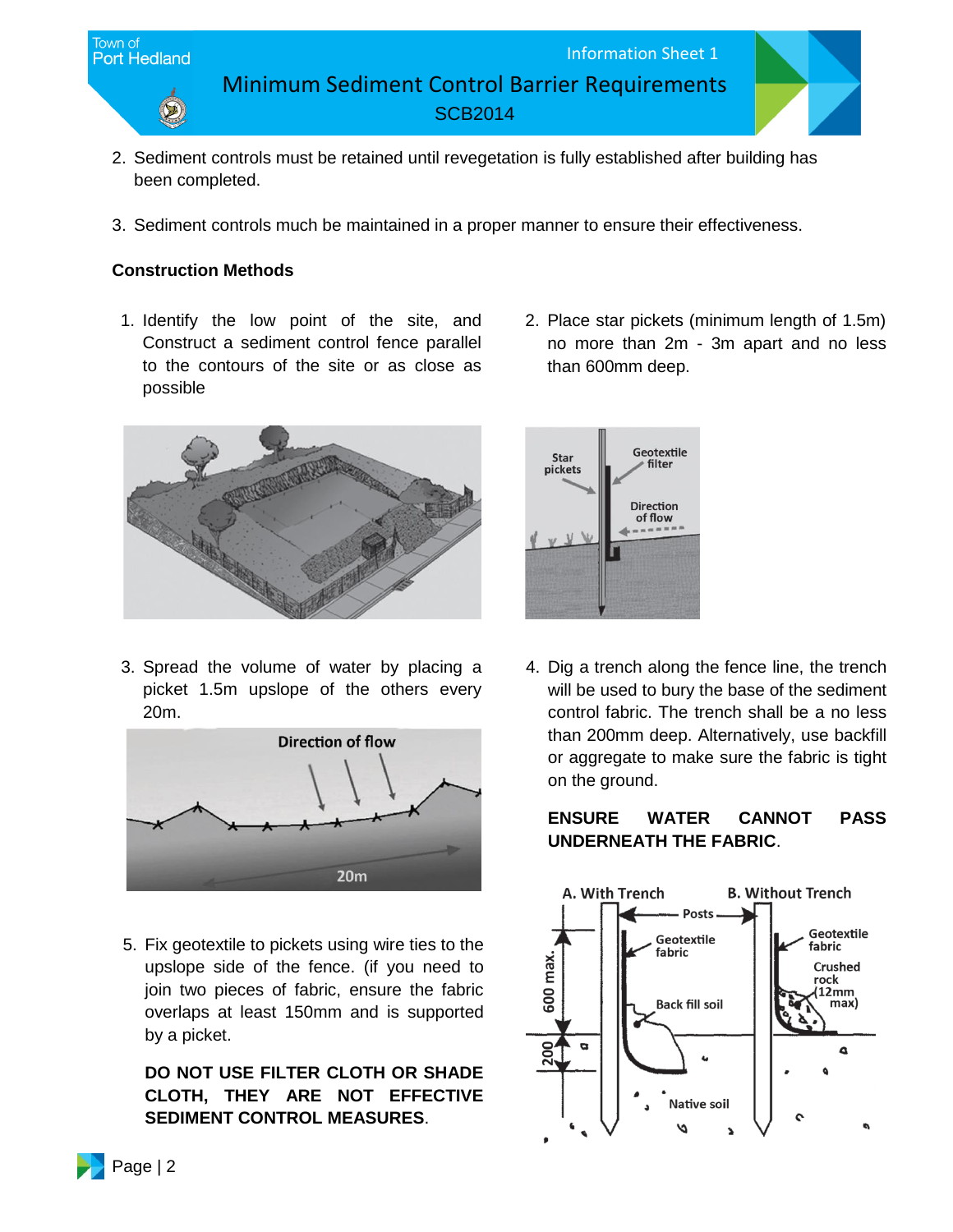2. Sediment controls must be retained until revegetation is fully established after building has been completed.

3. Sediment controls much be maintained in a proper manner to ensure their effectiveness.

**Construction Methods**

1. Identify the low point of the site, and Construct a sediment control fence parallel to the contours of the site or as close as possible

2. Place star pickets (minimum length of 1.5m) no more than 2m - 3m apart and no less than 600mm deep.

Star pickets
Geotextile filter
Direction of flow

3. Spread the volume of water by placing a picket 1.5m upslope of the others every 20m.

Direction of flow
20m

4. Dig a trench along the fence line, the trench will be used to bury the base of the sediment control fabric. The trench shall be a no less than 200mm deep. Alternatively, use backfill or aggregate to make sure the fabric is tight on the ground.

**ENSURE WATER CANNOT PASS UNDERNEATH THE FABRIC**.

A. With Trench
B. Without Trench
Posts
600 max.
200
Geotextile fabric
Back fill soil
Native soil
Geotextile fabric
Crushed rock (12mm max)

5. Fix geotextile to pickets using wire ties to the upslope side of the fence. (if you need to join two pieces of fabric, ensure the fabric overlaps at least 150mm and is supported by a picket.

**DO NOT USE FILTER CLOTH OR SHADE CLOTH, THEY ARE NOT EFFECTIVE SEDIMENT CONTROL MEASURES**.